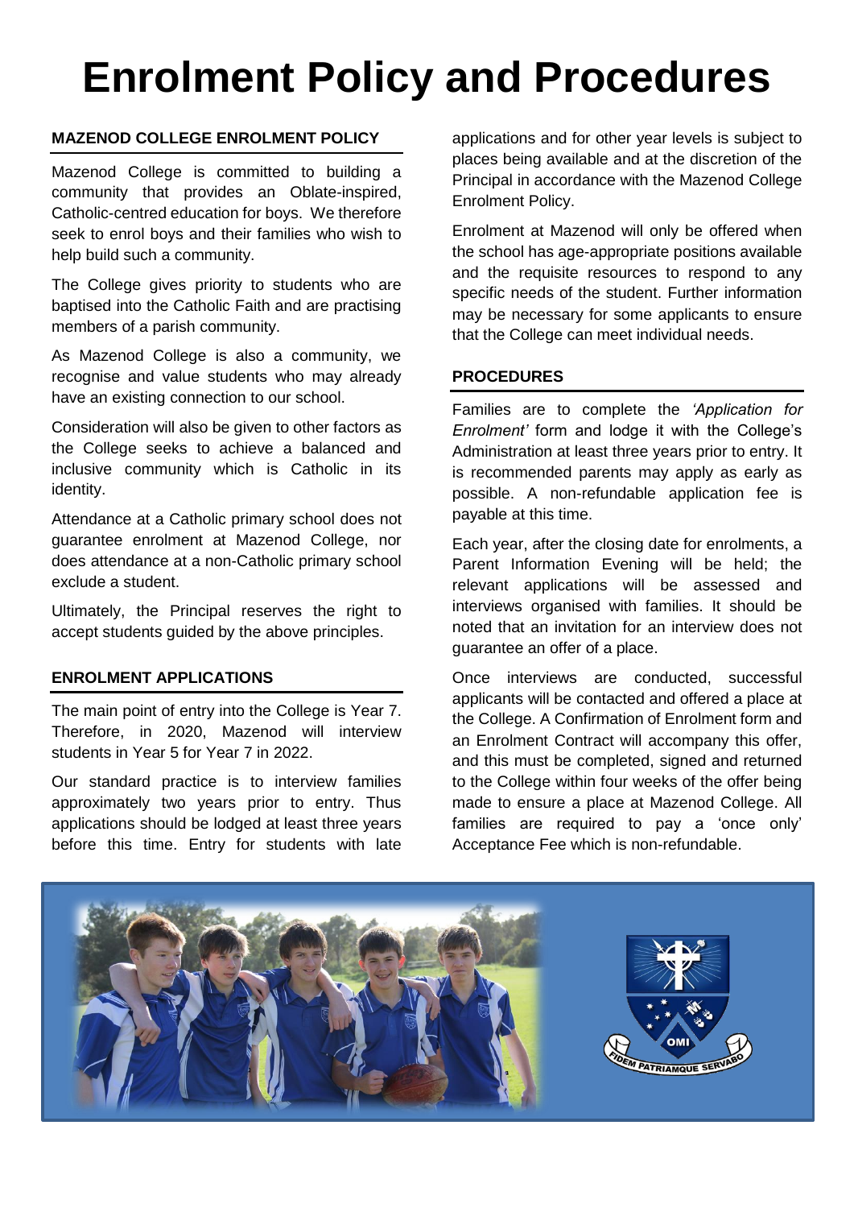# Enrolment Policy and Procedures

## MAZENOD COLLEGE ENROLMENT POLICY

Mazenod College is committed to building a community that provides an Oblate-inspired, Catholic-centred education for boys. We therefore seek to enrol boys and their families who wish to help build such a community.

The College gives priority to students who are baptised into the Catholic Faith and are practising members of a parish community.

As Mazenod College is also a community, we recognise and value students who may already have an existing connection to our school.

Consideration will also be given to other factors as the College seeks to achieve a balanced and inclusive community which is Catholic in its identity.

Attendance at a Catholic primary school does not guarantee enrolment at Mazenod College, nor does attendance at a non-Catholic primary school exclude a student.

Ultimately, the Principal reserves the right to accept students guided by the above principles.

## ENROLMENT APPLICATIONS

The main point of entry into the College is Year 7. Therefore, in 2020, Mazenod will interview students in Year 5 for Year 7 in 2022.

Our standard practice is to interview families approximately two years prior to entry. Thus applications should be lodged at least three years before this time. Entry for students with late applications and for other year levels is subject to places being available and at the discretion of the Principal in accordance with the Mazenod College Enrolment Policy.

Enrolment at Mazenod will only be offered when the school has age-appropriate positions available and the requisite resources to respond to any specific needs of the student. Further information may be necessary for some applicants to ensure that the College can meet individual needs.

## PROCEDURES

Families are to complete the *'Application for Enrolment'* form and lodge it with the College's Administration at least three years prior to entry. It is recommended parents may apply as early as possible. A non-refundable application fee is payable at this time.

Each year, after the closing date for enrolments, a Parent Information Evening will be held; the relevant applications will be assessed and interviews organised with families. It should be noted that an invitation for an interview does not guarantee an offer of a place.

Once interviews are conducted, successful applicants will be contacted and offered a place at the College. A Confirmation of Enrolment form and an Enrolment Contract will accompany this offer, and this must be completed, signed and returned to the College within four weeks of the offer being made to ensure a place at Mazenod College. All families are required to pay a 'once only' Acceptance Fee which is non-refundable.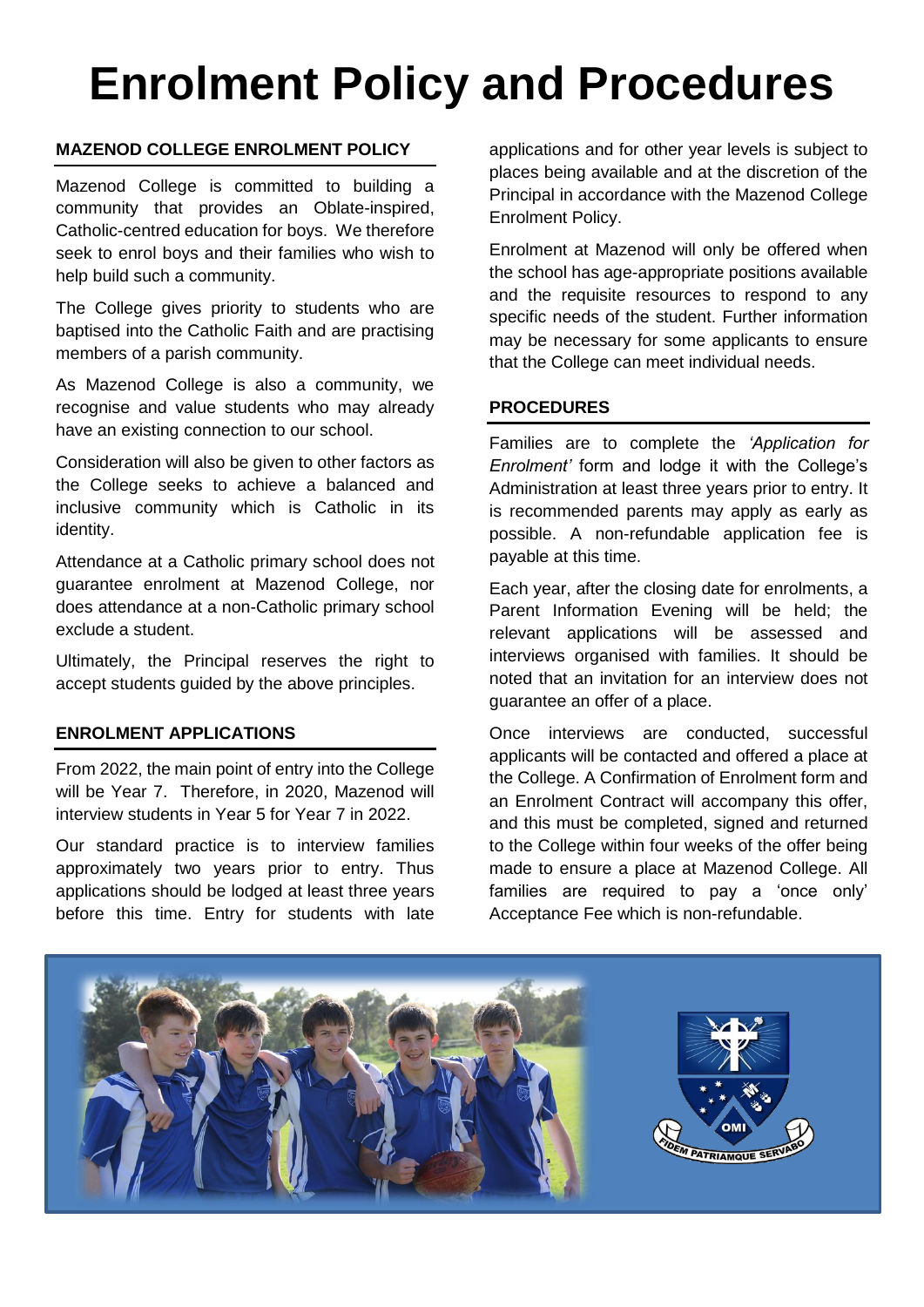# Enrolment Policy and Procedures

## MAZENOD COLLEGE ENROLMENT POLICY

Mazenod College is committed to building a community that provides an Oblate-inspired, Catholic-centred education for boys. We therefore seek to enrol boys and their families who wish to help build such a community.

The College gives priority to students who are baptised into the Catholic Faith and are practising members of a parish community.

As Mazenod College is also a community, we recognise and value students who may already have an existing connection to our school.

Consideration will also be given to other factors as the College seeks to achieve a balanced and inclusive community which is Catholic in its identity.

Attendance at a Catholic primary school does not guarantee enrolment at Mazenod College, nor does attendance at a non-Catholic primary school exclude a student.

Ultimately, the Principal reserves the right to accept students guided by the above principles.

## ENROLMENT APPLICATIONS

From 2022, the main point of entry into the College will be Year 7. Therefore, in 2020, Mazenod will interview students in Year 5 for Year 7 in 2022.

Our standard practice is to interview families approximately two years prior to entry. Thus applications should be lodged at least three years before this time. Entry for students with late applications and for other year levels is subject to places being available and at the discretion of the Principal in accordance with the Mazenod College Enrolment Policy.

Enrolment at Mazenod will only be offered when the school has age-appropriate positions available and the requisite resources to respond to any specific needs of the student. Further information may be necessary for some applicants to ensure that the College can meet individual needs.

## PROCEDURES

Families are to complete the *'Application for Enrolment'* form and lodge it with the College's Administration at least three years prior to entry. It is recommended parents may apply as early as possible. A non-refundable application fee is payable at this time.

Each year, after the closing date for enrolments, a Parent Information Evening will be held; the relevant applications will be assessed and interviews organised with families. It should be noted that an invitation for an interview does not guarantee an offer of a place.

Once interviews are conducted, successful applicants will be contacted and offered a place at the College. A Confirmation of Enrolment form and an Enrolment Contract will accompany this offer, and this must be completed, signed and returned to the College within four weeks of the offer being made to ensure a place at Mazenod College. All families are required to pay a 'once only' Acceptance Fee which is non-refundable.